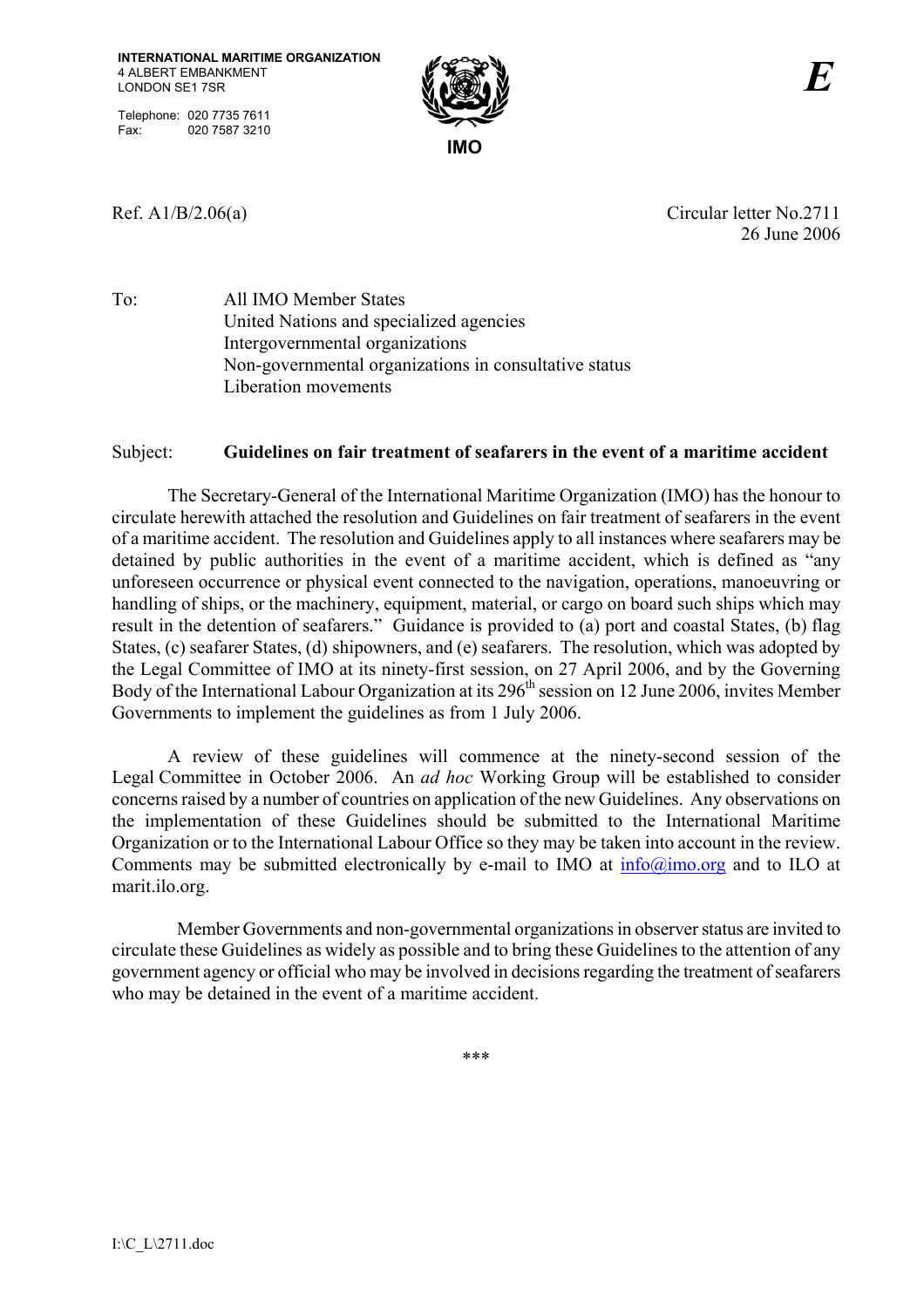**INTERNATIONAL MARITIME ORGANIZATION**
4 ALBERT EMBANKMENT
LONDON SE1 7SR

Telephone: 020 7735 7611
Fax: 020 7587 3210

**IMO**

*E*

Ref. A1/B/2.06(a)

Circular letter No.2711
26 June 2006

To: All IMO Member States
United Nations and specialized agencies
Intergovernmental organizations
Non-governmental organizations in consultative status
Liberation movements

Subject: **Guidelines on fair treatment of seafarers in the event of a maritime accident**

The Secretary-General of the International Maritime Organization (IMO) has the honour to circulate herewith attached the resolution and Guidelines on fair treatment of seafarers in the event of a maritime accident. The resolution and Guidelines apply to all instances where seafarers may be detained by public authorities in the event of a maritime accident, which is defined as "any unforeseen occurrence or physical event connected to the navigation, operations, manoeuvring or handling of ships, or the machinery, equipment, material, or cargo on board such ships which may result in the detention of seafarers." Guidance is provided to (a) port and coastal States, (b) flag States, (c) seafarer States, (d) shipowners, and (e) seafarers. The resolution, which was adopted by the Legal Committee of IMO at its ninety-first session, on 27 April 2006, and by the Governing Body of the International Labour Organization at its 296th session on 12 June 2006, invites Member Governments to implement the guidelines as from 1 July 2006.

A review of these guidelines will commence at the ninety-second session of the Legal Committee in October 2006. An *ad hoc* Working Group will be established to consider concerns raised by a number of countries on application of the new Guidelines. Any observations on the implementation of these Guidelines should be submitted to the International Maritime Organization or to the International Labour Office so they may be taken into account in the review. Comments may be submitted electronically by e-mail to IMO at info@imo.org and to ILO at marit.ilo.org.

Member Governments and non-governmental organizations in observer status are invited to circulate these Guidelines as widely as possible and to bring these Guidelines to the attention of any government agency or official who may be involved in decisions regarding the treatment of seafarers who may be detained in the event of a maritime accident.

\*\*\*

I:\C_L\2711.doc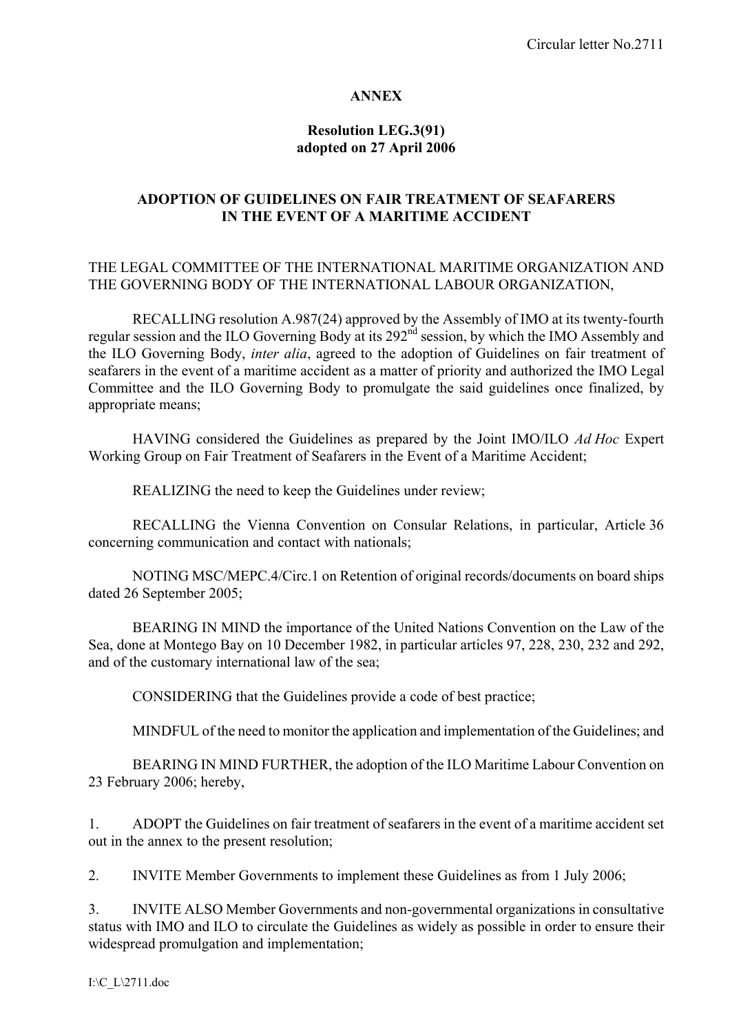**ANNEX**

**Resolution LEG.3(91)**
**adopted on 27 April 2006**

**ADOPTION OF GUIDELINES ON FAIR TREATMENT OF SEAFARERS IN THE EVENT OF A MARITIME ACCIDENT**

THE LEGAL COMMITTEE OF THE INTERNATIONAL MARITIME ORGANIZATION AND THE GOVERNING BODY OF THE INTERNATIONAL LABOUR ORGANIZATION,

RECALLING resolution A.987(24) approved by the Assembly of IMO at its twenty-fourth regular session and the ILO Governing Body at its 292nd session, by which the IMO Assembly and the ILO Governing Body, *inter alia*, agreed to the adoption of Guidelines on fair treatment of seafarers in the event of a maritime accident as a matter of priority and authorized the IMO Legal Committee and the ILO Governing Body to promulgate the said guidelines once finalized, by appropriate means;

HAVING considered the Guidelines as prepared by the Joint IMO/ILO *Ad Hoc* Expert Working Group on Fair Treatment of Seafarers in the Event of a Maritime Accident;

REALIZING the need to keep the Guidelines under review;

RECALLING the Vienna Convention on Consular Relations, in particular, Article 36 concerning communication and contact with nationals;

NOTING MSC/MEPC.4/Circ.1 on Retention of original records/documents on board ships dated 26 September 2005;

BEARING IN MIND the importance of the United Nations Convention on the Law of the Sea, done at Montego Bay on 10 December 1982, in particular articles 97, 228, 230, 232 and 292, and of the customary international law of the sea;

CONSIDERING that the Guidelines provide a code of best practice;

MINDFUL of the need to monitor the application and implementation of the Guidelines; and

BEARING IN MIND FURTHER, the adoption of the ILO Maritime Labour Convention on 23 February 2006; hereby,

1. ADOPT the Guidelines on fair treatment of seafarers in the event of a maritime accident set out in the annex to the present resolution;

2. INVITE Member Governments to implement these Guidelines as from 1 July 2006;

3. INVITE ALSO Member Governments and non-governmental organizations in consultative status with IMO and ILO to circulate the Guidelines as widely as possible in order to ensure their widespread promulgation and implementation;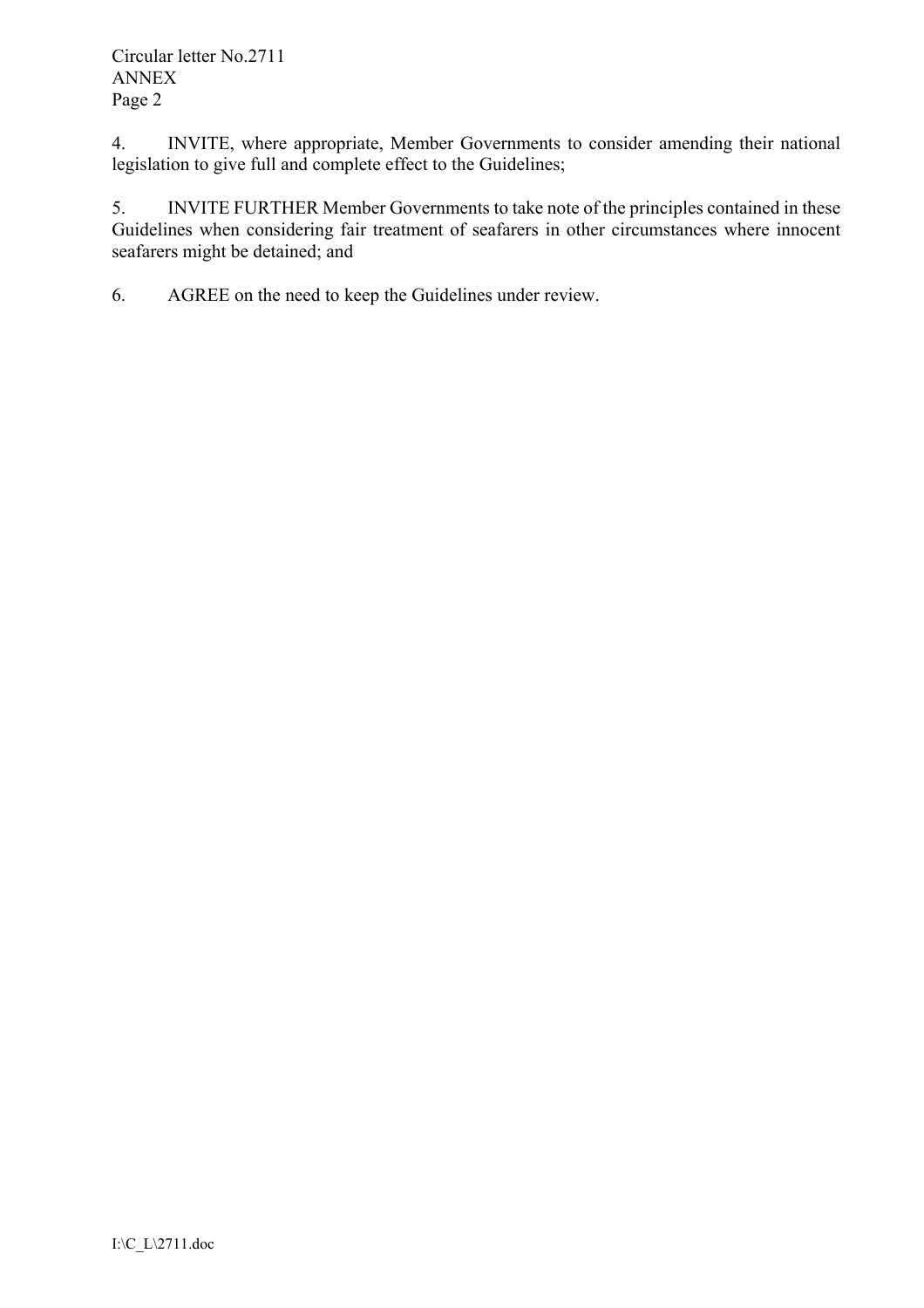4. INVITE, where appropriate, Member Governments to consider amending their national legislation to give full and complete effect to the Guidelines;

5. INVITE FURTHER Member Governments to take note of the principles contained in these Guidelines when considering fair treatment of seafarers in other circumstances where innocent seafarers might be detained; and

6. AGREE on the need to keep the Guidelines under review.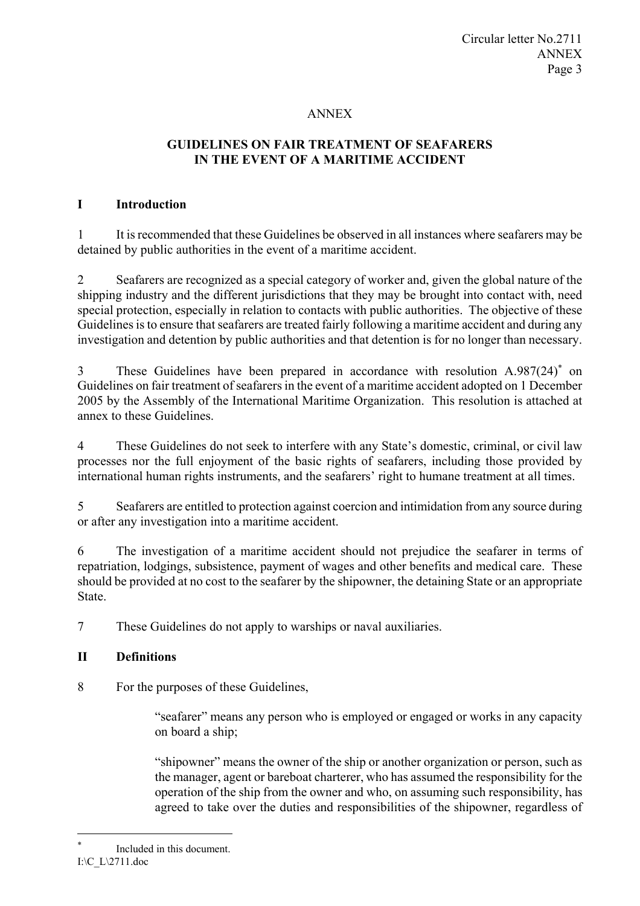ANNEX

# GUIDELINES ON FAIR TREATMENT OF SEAFARERS IN THE EVENT OF A MARITIME ACCIDENT

## I Introduction

1 It is recommended that these Guidelines be observed in all instances where seafarers may be detained by public authorities in the event of a maritime accident.

2 Seafarers are recognized as a special category of worker and, given the global nature of the shipping industry and the different jurisdictions that they may be brought into contact with, need special protection, especially in relation to contacts with public authorities. The objective of these Guidelines is to ensure that seafarers are treated fairly following a maritime accident and during any investigation and detention by public authorities and that detention is for no longer than necessary.

3 These Guidelines have been prepared in accordance with resolution A.987(24)* on Guidelines on fair treatment of seafarers in the event of a maritime accident adopted on 1 December 2005 by the Assembly of the International Maritime Organization. This resolution is attached at annex to these Guidelines.

4 These Guidelines do not seek to interfere with any State's domestic, criminal, or civil law processes nor the full enjoyment of the basic rights of seafarers, including those provided by international human rights instruments, and the seafarers' right to humane treatment at all times.

5 Seafarers are entitled to protection against coercion and intimidation from any source during or after any investigation into a maritime accident.

6 The investigation of a maritime accident should not prejudice the seafarer in terms of repatriation, lodgings, subsistence, payment of wages and other benefits and medical care. These should be provided at no cost to the seafarer by the shipowner, the detaining State or an appropriate State.

7 These Guidelines do not apply to warships or naval auxiliaries.

## II Definitions

8 For the purposes of these Guidelines,

"seafarer" means any person who is employed or engaged or works in any capacity on board a ship;

"shipowner" means the owner of the ship or another organization or person, such as the manager, agent or bareboat charterer, who has assumed the responsibility for the operation of the ship from the owner and who, on assuming such responsibility, has agreed to take over the duties and responsibilities of the shipowner, regardless of

\* Included in this document.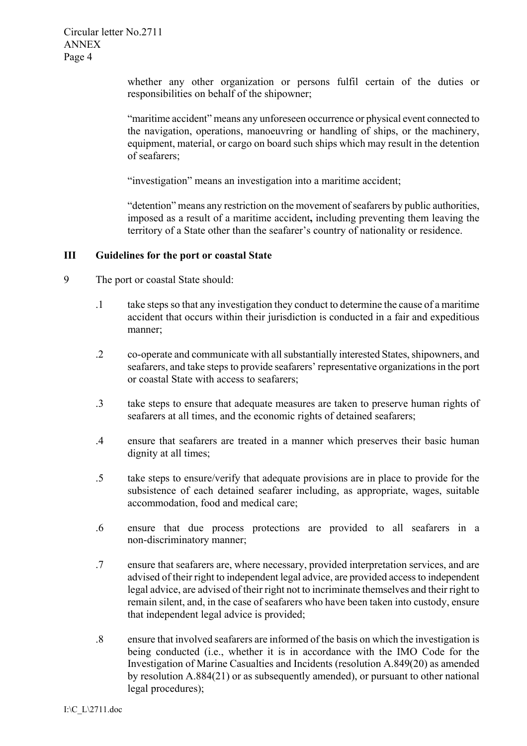whether any other organization or persons fulfil certain of the duties or responsibilities on behalf of the shipowner;

"maritime accident" means any unforeseen occurrence or physical event connected to the navigation, operations, manoeuvring or handling of ships, or the machinery, equipment, material, or cargo on board such ships which may result in the detention of seafarers;

"investigation" means an investigation into a maritime accident;

"detention" means any restriction on the movement of seafarers by public authorities, imposed as a result of a maritime accident**,** including preventing them leaving the territory of a State other than the seafarer's country of nationality or residence.

## III Guidelines for the port or coastal State

9 The port or coastal State should:

.1 take steps so that any investigation they conduct to determine the cause of a maritime accident that occurs within their jurisdiction is conducted in a fair and expeditious manner;

.2 co-operate and communicate with all substantially interested States, shipowners, and seafarers, and take steps to provide seafarers' representative organizations in the port or coastal State with access to seafarers;

.3 take steps to ensure that adequate measures are taken to preserve human rights of seafarers at all times, and the economic rights of detained seafarers;

.4 ensure that seafarers are treated in a manner which preserves their basic human dignity at all times;

.5 take steps to ensure/verify that adequate provisions are in place to provide for the subsistence of each detained seafarer including, as appropriate, wages, suitable accommodation, food and medical care;

.6 ensure that due process protections are provided to all seafarers in a non-discriminatory manner;

.7 ensure that seafarers are, where necessary, provided interpretation services, and are advised of their right to independent legal advice, are provided access to independent legal advice, are advised of their right not to incriminate themselves and their right to remain silent, and, in the case of seafarers who have been taken into custody, ensure that independent legal advice is provided;

.8 ensure that involved seafarers are informed of the basis on which the investigation is being conducted (i.e., whether it is in accordance with the IMO Code for the Investigation of Marine Casualties and Incidents (resolution A.849(20) as amended by resolution A.884(21) or as subsequently amended), or pursuant to other national legal procedures);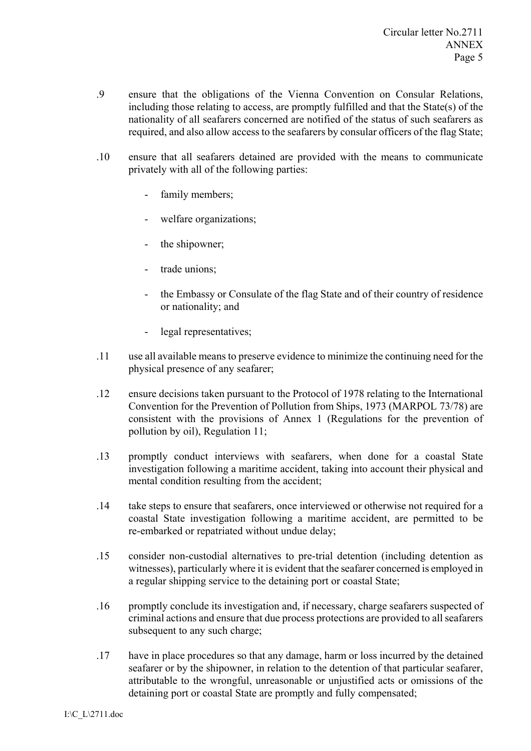.9 ensure that the obligations of the Vienna Convention on Consular Relations, including those relating to access, are promptly fulfilled and that the State(s) of the nationality of all seafarers concerned are notified of the status of such seafarers as required, and also allow access to the seafarers by consular officers of the flag State;

.10 ensure that all seafarers detained are provided with the means to communicate privately with all of the following parties:

- family members;
- welfare organizations;
- the shipowner;
- trade unions;
- the Embassy or Consulate of the flag State and of their country of residence or nationality; and
- legal representatives;

.11 use all available means to preserve evidence to minimize the continuing need for the physical presence of any seafarer;

.12 ensure decisions taken pursuant to the Protocol of 1978 relating to the International Convention for the Prevention of Pollution from Ships, 1973 (MARPOL 73/78) are consistent with the provisions of Annex 1 (Regulations for the prevention of pollution by oil), Regulation 11;

.13 promptly conduct interviews with seafarers, when done for a coastal State investigation following a maritime accident, taking into account their physical and mental condition resulting from the accident;

.14 take steps to ensure that seafarers, once interviewed or otherwise not required for a coastal State investigation following a maritime accident, are permitted to be re-embarked or repatriated without undue delay;

.15 consider non-custodial alternatives to pre-trial detention (including detention as witnesses), particularly where it is evident that the seafarer concerned is employed in a regular shipping service to the detaining port or coastal State;

.16 promptly conclude its investigation and, if necessary, charge seafarers suspected of criminal actions and ensure that due process protections are provided to all seafarers subsequent to any such charge;

.17 have in place procedures so that any damage, harm or loss incurred by the detained seafarer or by the shipowner, in relation to the detention of that particular seafarer, attributable to the wrongful, unreasonable or unjustified acts or omissions of the detaining port or coastal State are promptly and fully compensated;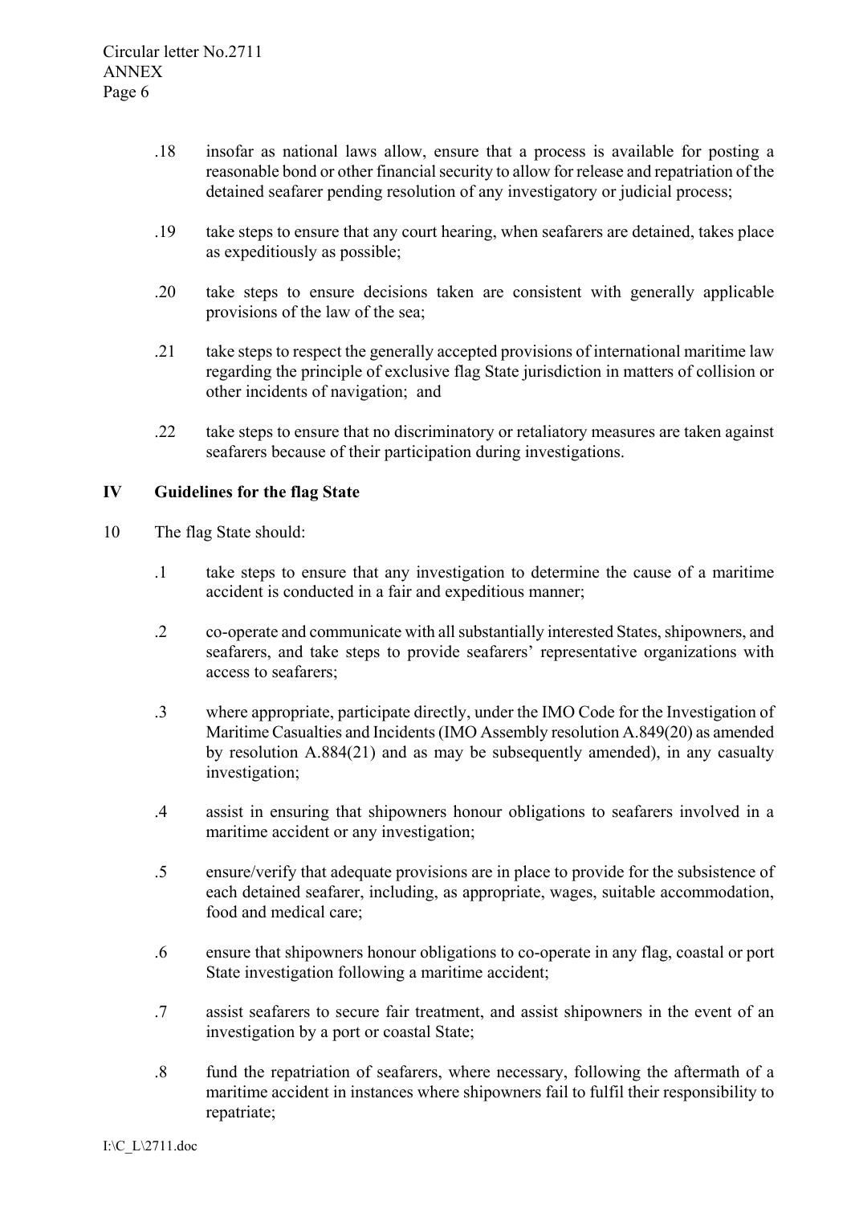.18 insofar as national laws allow, ensure that a process is available for posting a reasonable bond or other financial security to allow for release and repatriation of the detained seafarer pending resolution of any investigatory or judicial process;

.19 take steps to ensure that any court hearing, when seafarers are detained, takes place as expeditiously as possible;

.20 take steps to ensure decisions taken are consistent with generally applicable provisions of the law of the sea;

.21 take steps to respect the generally accepted provisions of international maritime law regarding the principle of exclusive flag State jurisdiction in matters of collision or other incidents of navigation; and

.22 take steps to ensure that no discriminatory or retaliatory measures are taken against seafarers because of their participation during investigations.

## IV Guidelines for the flag State

10 The flag State should:

.1 take steps to ensure that any investigation to determine the cause of a maritime accident is conducted in a fair and expeditious manner;

.2 co-operate and communicate with all substantially interested States, shipowners, and seafarers, and take steps to provide seafarers' representative organizations with access to seafarers;

.3 where appropriate, participate directly, under the IMO Code for the Investigation of Maritime Casualties and Incidents (IMO Assembly resolution A.849(20) as amended by resolution A.884(21) and as may be subsequently amended), in any casualty investigation;

.4 assist in ensuring that shipowners honour obligations to seafarers involved in a maritime accident or any investigation;

.5 ensure/verify that adequate provisions are in place to provide for the subsistence of each detained seafarer, including, as appropriate, wages, suitable accommodation, food and medical care;

.6 ensure that shipowners honour obligations to co-operate in any flag, coastal or port State investigation following a maritime accident;

.7 assist seafarers to secure fair treatment, and assist shipowners in the event of an investigation by a port or coastal State;

.8 fund the repatriation of seafarers, where necessary, following the aftermath of a maritime accident in instances where shipowners fail to fulfil their responsibility to repatriate;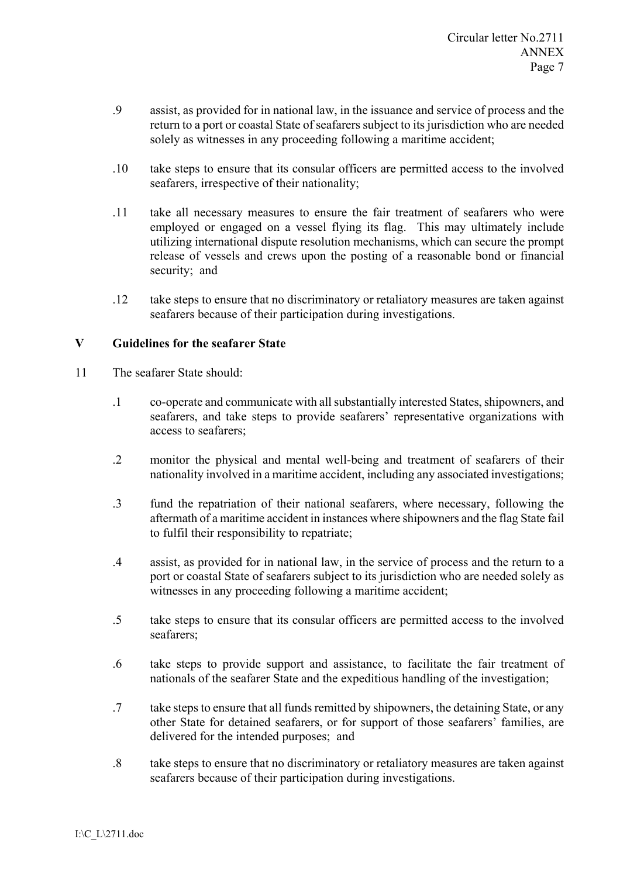.9 assist, as provided for in national law, in the issuance and service of process and the return to a port or coastal State of seafarers subject to its jurisdiction who are needed solely as witnesses in any proceeding following a maritime accident;

.10 take steps to ensure that its consular officers are permitted access to the involved seafarers, irrespective of their nationality;

.11 take all necessary measures to ensure the fair treatment of seafarers who were employed or engaged on a vessel flying its flag. This may ultimately include utilizing international dispute resolution mechanisms, which can secure the prompt release of vessels and crews upon the posting of a reasonable bond or financial security; and

.12 take steps to ensure that no discriminatory or retaliatory measures are taken against seafarers because of their participation during investigations.

## V Guidelines for the seafarer State

11 The seafarer State should:

.1 co-operate and communicate with all substantially interested States, shipowners, and seafarers, and take steps to provide seafarers' representative organizations with access to seafarers;

.2 monitor the physical and mental well-being and treatment of seafarers of their nationality involved in a maritime accident, including any associated investigations;

.3 fund the repatriation of their national seafarers, where necessary, following the aftermath of a maritime accident in instances where shipowners and the flag State fail to fulfil their responsibility to repatriate;

.4 assist, as provided for in national law, in the service of process and the return to a port or coastal State of seafarers subject to its jurisdiction who are needed solely as witnesses in any proceeding following a maritime accident;

.5 take steps to ensure that its consular officers are permitted access to the involved seafarers;

.6 take steps to provide support and assistance, to facilitate the fair treatment of nationals of the seafarer State and the expeditious handling of the investigation;

.7 take steps to ensure that all funds remitted by shipowners, the detaining State, or any other State for detained seafarers, or for support of those seafarers' families, are delivered for the intended purposes; and

.8 take steps to ensure that no discriminatory or retaliatory measures are taken against seafarers because of their participation during investigations.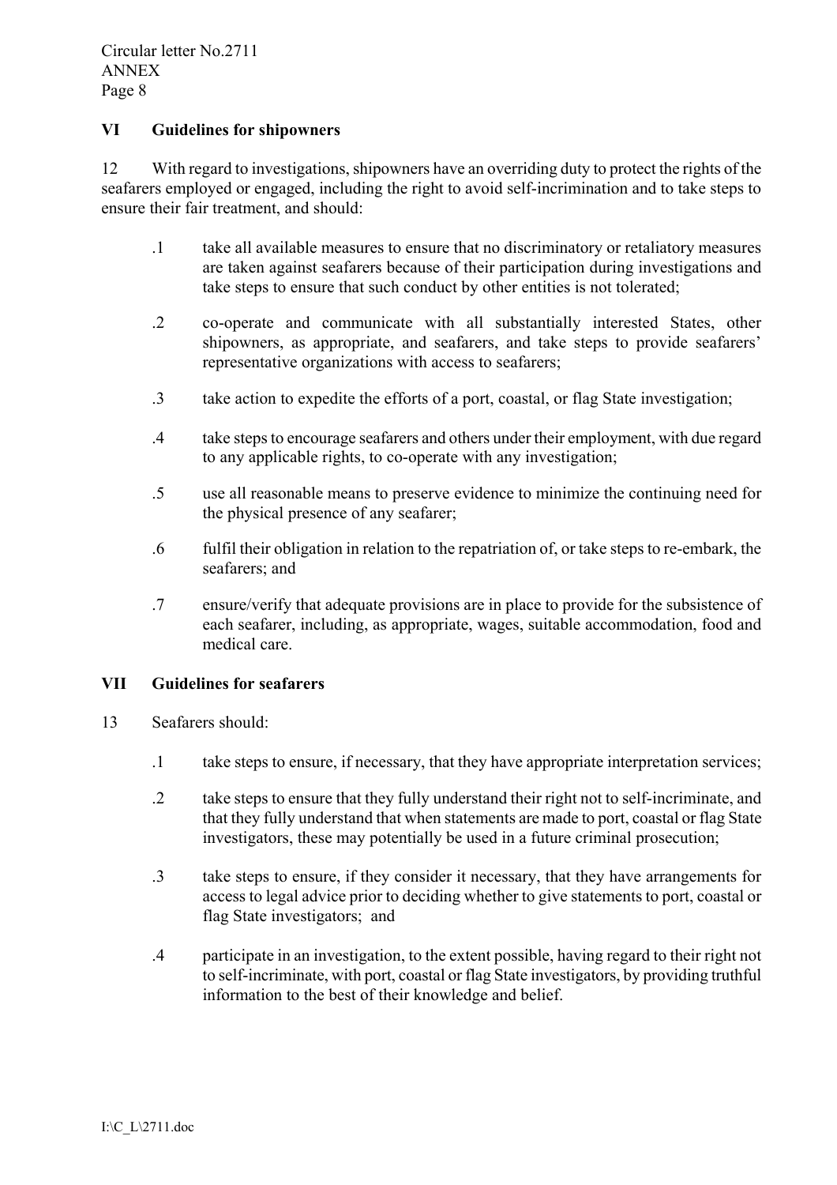## VI Guidelines for shipowners

12 With regard to investigations, shipowners have an overriding duty to protect the rights of the seafarers employed or engaged, including the right to avoid self-incrimination and to take steps to ensure their fair treatment, and should:

- .1 take all available measures to ensure that no discriminatory or retaliatory measures are taken against seafarers because of their participation during investigations and take steps to ensure that such conduct by other entities is not tolerated;
- .2 co-operate and communicate with all substantially interested States, other shipowners, as appropriate, and seafarers, and take steps to provide seafarers' representative organizations with access to seafarers;
- .3 take action to expedite the efforts of a port, coastal, or flag State investigation;
- .4 take steps to encourage seafarers and others under their employment, with due regard to any applicable rights, to co-operate with any investigation;
- .5 use all reasonable means to preserve evidence to minimize the continuing need for the physical presence of any seafarer;
- .6 fulfil their obligation in relation to the repatriation of, or take steps to re-embark, the seafarers; and
- .7 ensure/verify that adequate provisions are in place to provide for the subsistence of each seafarer, including, as appropriate, wages, suitable accommodation, food and medical care.

## VII Guidelines for seafarers

13 Seafarers should:

- .1 take steps to ensure, if necessary, that they have appropriate interpretation services;
- .2 take steps to ensure that they fully understand their right not to self-incriminate, and that they fully understand that when statements are made to port, coastal or flag State investigators, these may potentially be used in a future criminal prosecution;
- .3 take steps to ensure, if they consider it necessary, that they have arrangements for access to legal advice prior to deciding whether to give statements to port, coastal or flag State investigators; and
- .4 participate in an investigation, to the extent possible, having regard to their right not to self-incriminate, with port, coastal or flag State investigators, by providing truthful information to the best of their knowledge and belief.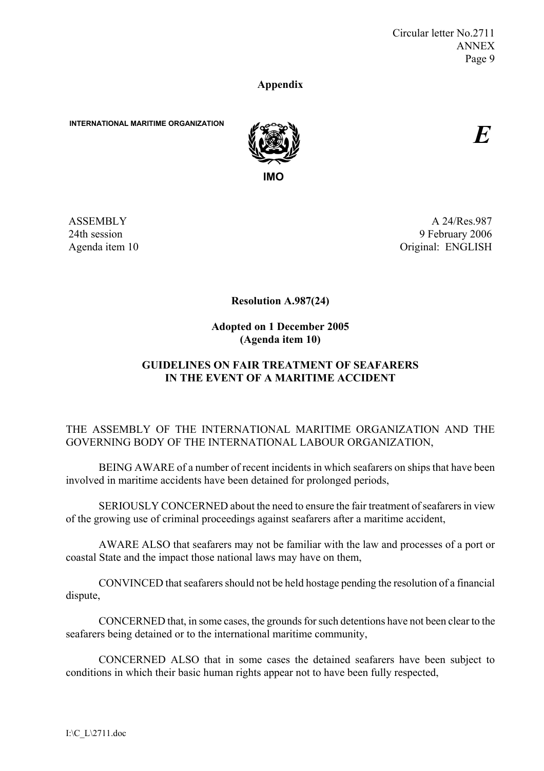**Appendix**

**INTERNATIONAL MARITIME ORGANIZATION**

**IMO**

*E*

ASSEMBLY
24th session
Agenda item 10

A 24/Res.987
9 February 2006
Original: ENGLISH

**Resolution A.987(24)**

**Adopted on 1 December 2005**
**(Agenda item 10)**

**GUIDELINES ON FAIR TREATMENT OF SEAFARERS IN THE EVENT OF A MARITIME ACCIDENT**

THE ASSEMBLY OF THE INTERNATIONAL MARITIME ORGANIZATION AND THE GOVERNING BODY OF THE INTERNATIONAL LABOUR ORGANIZATION,

BEING AWARE of a number of recent incidents in which seafarers on ships that have been involved in maritime accidents have been detained for prolonged periods,

SERIOUSLY CONCERNED about the need to ensure the fair treatment of seafarers in view of the growing use of criminal proceedings against seafarers after a maritime accident,

AWARE ALSO that seafarers may not be familiar with the law and processes of a port or coastal State and the impact those national laws may have on them,

CONVINCED that seafarers should not be held hostage pending the resolution of a financial dispute,

CONCERNED that, in some cases, the grounds for such detentions have not been clear to the seafarers being detained or to the international maritime community,

CONCERNED ALSO that in some cases the detained seafarers have been subject to conditions in which their basic human rights appear not to have been fully respected,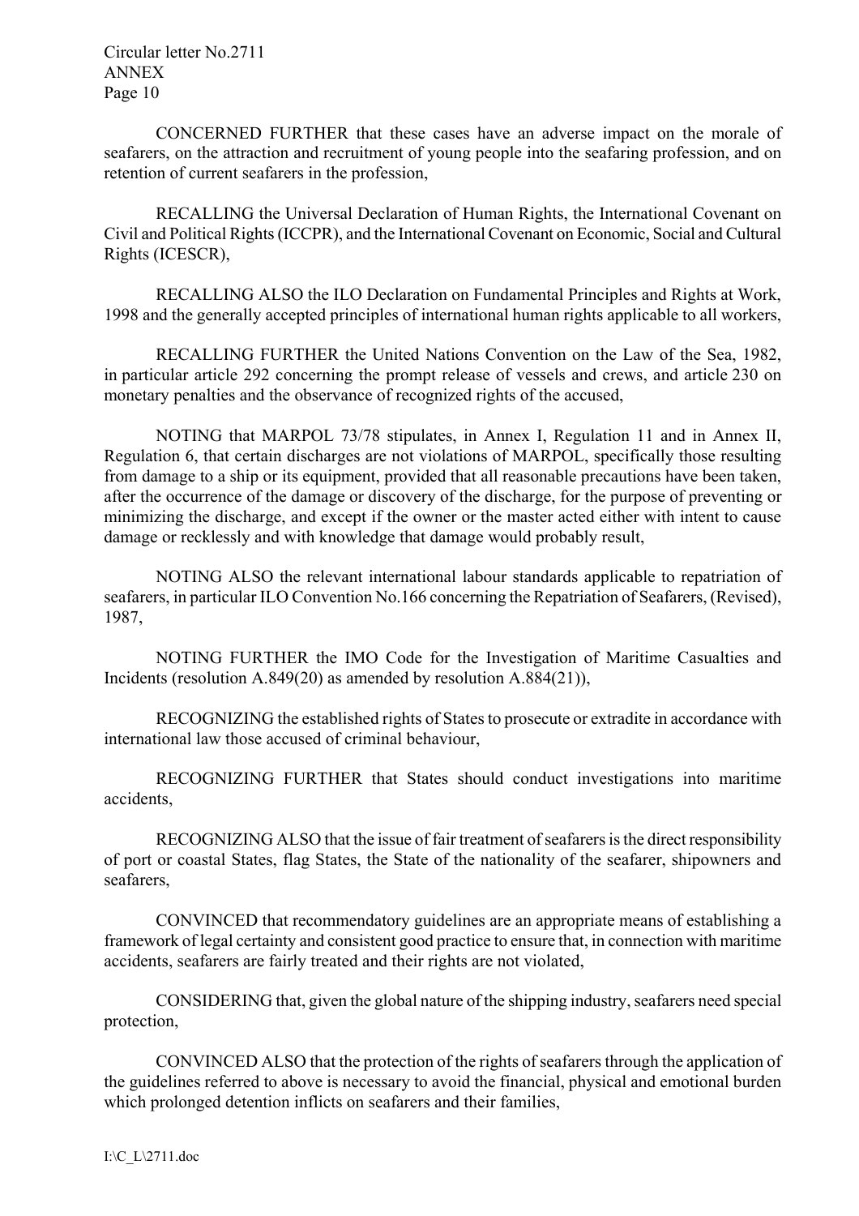CONCERNED FURTHER that these cases have an adverse impact on the morale of seafarers, on the attraction and recruitment of young people into the seafaring profession, and on retention of current seafarers in the profession,

RECALLING the Universal Declaration of Human Rights, the International Covenant on Civil and Political Rights (ICCPR), and the International Covenant on Economic, Social and Cultural Rights (ICESCR),

RECALLING ALSO the ILO Declaration on Fundamental Principles and Rights at Work, 1998 and the generally accepted principles of international human rights applicable to all workers,

RECALLING FURTHER the United Nations Convention on the Law of the Sea, 1982, in particular article 292 concerning the prompt release of vessels and crews, and article 230 on monetary penalties and the observance of recognized rights of the accused,

NOTING that MARPOL 73/78 stipulates, in Annex I, Regulation 11 and in Annex II, Regulation 6, that certain discharges are not violations of MARPOL, specifically those resulting from damage to a ship or its equipment, provided that all reasonable precautions have been taken, after the occurrence of the damage or discovery of the discharge, for the purpose of preventing or minimizing the discharge, and except if the owner or the master acted either with intent to cause damage or recklessly and with knowledge that damage would probably result,

NOTING ALSO the relevant international labour standards applicable to repatriation of seafarers, in particular ILO Convention No.166 concerning the Repatriation of Seafarers, (Revised), 1987,

NOTING FURTHER the IMO Code for the Investigation of Maritime Casualties and Incidents (resolution A.849(20) as amended by resolution A.884(21)),

RECOGNIZING the established rights of States to prosecute or extradite in accordance with international law those accused of criminal behaviour,

RECOGNIZING FURTHER that States should conduct investigations into maritime accidents,

RECOGNIZING ALSO that the issue of fair treatment of seafarers is the direct responsibility of port or coastal States, flag States, the State of the nationality of the seafarer, shipowners and seafarers,

CONVINCED that recommendatory guidelines are an appropriate means of establishing a framework of legal certainty and consistent good practice to ensure that, in connection with maritime accidents, seafarers are fairly treated and their rights are not violated,

CONSIDERING that, given the global nature of the shipping industry, seafarers need special protection,

CONVINCED ALSO that the protection of the rights of seafarers through the application of the guidelines referred to above is necessary to avoid the financial, physical and emotional burden which prolonged detention inflicts on seafarers and their families,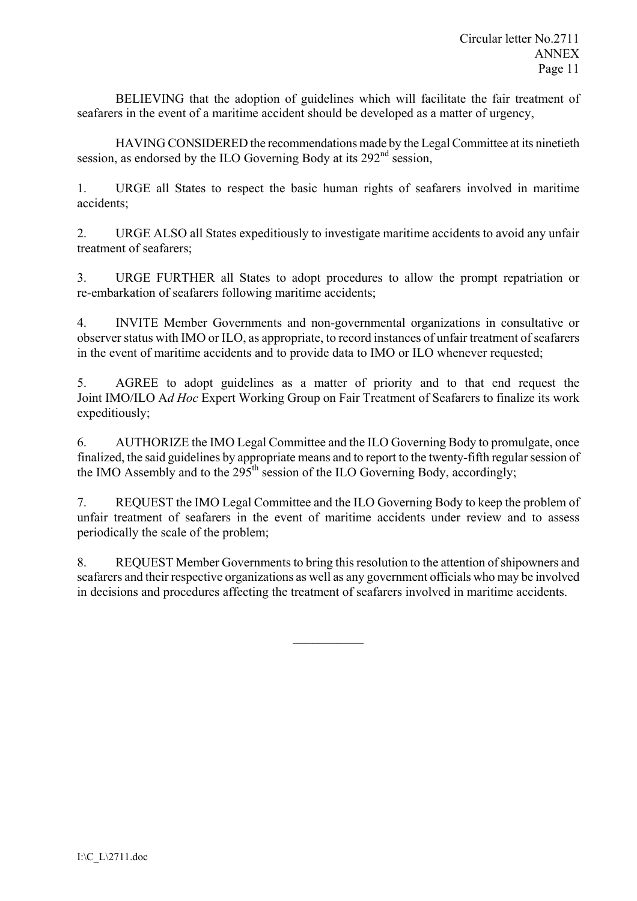BELIEVING that the adoption of guidelines which will facilitate the fair treatment of seafarers in the event of a maritime accident should be developed as a matter of urgency,

HAVING CONSIDERED the recommendations made by the Legal Committee at its ninetieth session, as endorsed by the ILO Governing Body at its 292nd session,

1. URGE all States to respect the basic human rights of seafarers involved in maritime accidents;

2. URGE ALSO all States expeditiously to investigate maritime accidents to avoid any unfair treatment of seafarers;

3. URGE FURTHER all States to adopt procedures to allow the prompt repatriation or re-embarkation of seafarers following maritime accidents;

4. INVITE Member Governments and non-governmental organizations in consultative or observer status with IMO or ILO, as appropriate, to record instances of unfair treatment of seafarers in the event of maritime accidents and to provide data to IMO or ILO whenever requested;

5. AGREE to adopt guidelines as a matter of priority and to that end request the Joint IMO/ILO A*d Hoc* Expert Working Group on Fair Treatment of Seafarers to finalize its work expeditiously;

6. AUTHORIZE the IMO Legal Committee and the ILO Governing Body to promulgate, once finalized, the said guidelines by appropriate means and to report to the twenty-fifth regular session of the IMO Assembly and to the 295th session of the ILO Governing Body, accordingly;

7. REQUEST the IMO Legal Committee and the ILO Governing Body to keep the problem of unfair treatment of seafarers in the event of maritime accidents under review and to assess periodically the scale of the problem;

8. REQUEST Member Governments to bring this resolution to the attention of shipowners and seafarers and their respective organizations as well as any government officials who may be involved in decisions and procedures affecting the treatment of seafarers involved in maritime accidents.

___________